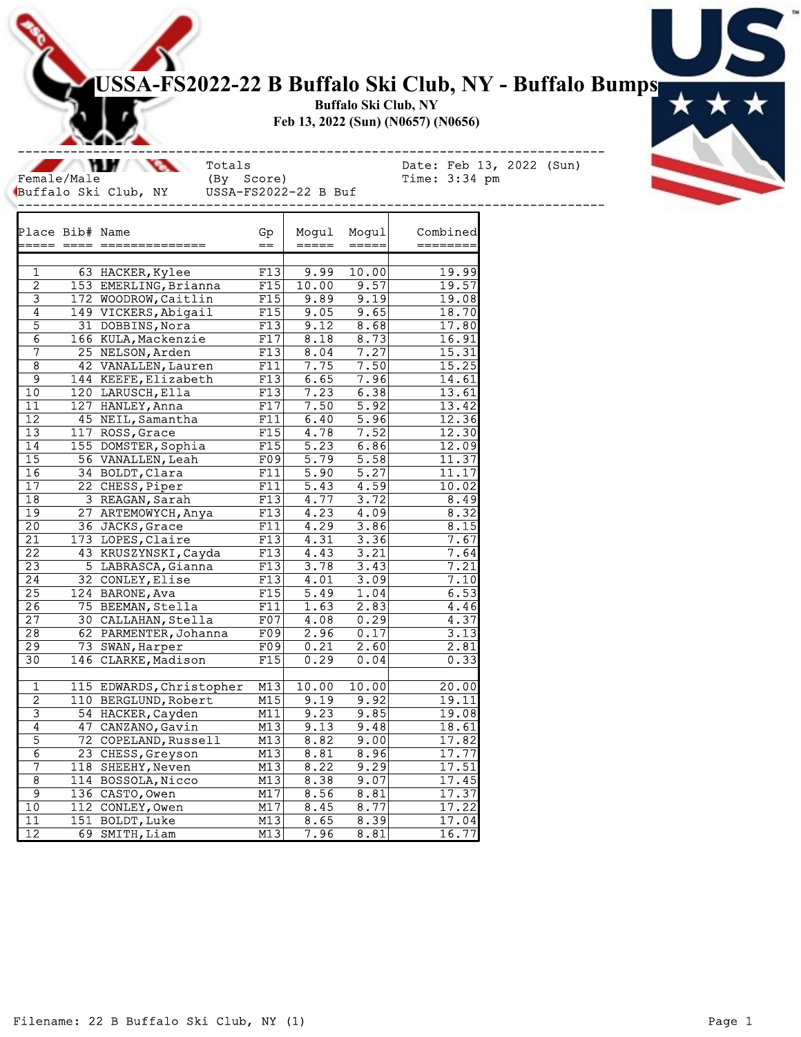# USSA-FS2022-22 B Buffalo Ski Club, NY - Buffalo Bumps

**Buffalo Ski Club, NY**

**Feb 13, 2022 (Sun) (N0657) (N0656)**

```
--------------------------------------------------------------------------------
                          Totals                        Date: Feb 13, 2022 (Sun)
Female/Male               (By  Score)                   Time: 3:34 pm
Buffalo Ski Club, NY      USSA-FS2022-22 B Buf
--------------------------------------------------------------------------------
```

| Place | Bib# | Name | Gp | Mogul | Mogul | Combined |
|---|---|---|---|---|---|---|
| 1 | 63 | HACKER,Kylee | F13 | 9.99 | 10.00 | 19.99 |
| 2 | 153 | EMERLING,Brianna | F15 | 10.00 | 9.57 | 19.57 |
| 3 | 172 | WOODROW,Caitlin | F15 | 9.89 | 9.19 | 19.08 |
| 4 | 149 | VICKERS,Abigail | F15 | 9.05 | 9.65 | 18.70 |
| 5 | 31 | DOBBINS,Nora | F13 | 9.12 | 8.68 | 17.80 |
| 6 | 166 | KULA,Mackenzie | F17 | 8.18 | 8.73 | 16.91 |
| 7 | 25 | NELSON,Arden | F13 | 8.04 | 7.27 | 15.31 |
| 8 | 42 | VANALLEN,Lauren | F11 | 7.75 | 7.50 | 15.25 |
| 9 | 144 | KEEFE,Elizabeth | F13 | 6.65 | 7.96 | 14.61 |
| 10 | 120 | LARUSCH,Ella | F13 | 7.23 | 6.38 | 13.61 |
| 11 | 127 | HANLEY,Anna | F17 | 7.50 | 5.92 | 13.42 |
| 12 | 45 | NEIL,Samantha | F11 | 6.40 | 5.96 | 12.36 |
| 13 | 117 | ROSS,Grace | F15 | 4.78 | 7.52 | 12.30 |
| 14 | 155 | DOMSTER,Sophia | F15 | 5.23 | 6.86 | 12.09 |
| 15 | 56 | VANALLEN,Leah | F09 | 5.79 | 5.58 | 11.37 |
| 16 | 34 | BOLDT,Clara | F11 | 5.90 | 5.27 | 11.17 |
| 17 | 22 | CHESS,Piper | F11 | 5.43 | 4.59 | 10.02 |
| 18 | 3 | REAGAN,Sarah | F13 | 4.77 | 3.72 | 8.49 |
| 19 | 27 | ARTEMOWYCH,Anya | F13 | 4.23 | 4.09 | 8.32 |
| 20 | 36 | JACKS,Grace | F11 | 4.29 | 3.86 | 8.15 |
| 21 | 173 | LOPES,Claire | F13 | 4.31 | 3.36 | 7.67 |
| 22 | 43 | KRUSZYNSKI,Cayda | F13 | 4.43 | 3.21 | 7.64 |
| 23 | 5 | LABRASCA,Gianna | F13 | 3.78 | 3.43 | 7.21 |
| 24 | 32 | CONLEY,Elise | F13 | 4.01 | 3.09 | 7.10 |
| 25 | 124 | BARONE,Ava | F15 | 5.49 | 1.04 | 6.53 |
| 26 | 75 | BEEMAN,Stella | F11 | 1.63 | 2.83 | 4.46 |
| 27 | 30 | CALLAHAN,Stella | F07 | 4.08 | 0.29 | 4.37 |
| 28 | 62 | PARMENTER,Johanna | F09 | 2.96 | 0.17 | 3.13 |
| 29 | 73 | SWAN,Harper | F09 | 0.21 | 2.60 | 2.81 |
| 30 | 146 | CLARKE,Madison | F15 | 0.29 | 0.04 | 0.33 |
| | | | | | | |
| 1 | 115 | EDWARDS,Christopher | M13 | 10.00 | 10.00 | 20.00 |
| 2 | 110 | BERGLUND,Robert | M15 | 9.19 | 9.92 | 19.11 |
| 3 | 54 | HACKER,Cayden | M11 | 9.23 | 9.85 | 19.08 |
| 4 | 47 | CANZANO,Gavin | M13 | 9.13 | 9.48 | 18.61 |
| 5 | 72 | COPELAND,Russell | M13 | 8.82 | 9.00 | 17.82 |
| 6 | 23 | CHESS,Greyson | M13 | 8.81 | 8.96 | 17.77 |
| 7 | 118 | SHEEHY,Neven | M13 | 8.22 | 9.29 | 17.51 |
| 8 | 114 | BOSSOLA,Nicco | M13 | 8.38 | 9.07 | 17.45 |
| 9 | 136 | CASTO,Owen | M17 | 8.56 | 8.81 | 17.37 |
| 10 | 112 | CONLEY,Owen | M17 | 8.45 | 8.77 | 17.22 |
| 11 | 151 | BOLDT,Luke | M13 | 8.65 | 8.39 | 17.04 |
| 12 | 69 | SMITH,Liam | M13 | 7.96 | 8.81 | 16.77 |

Filename: 22 B Buffalo Ski Club, NY (1)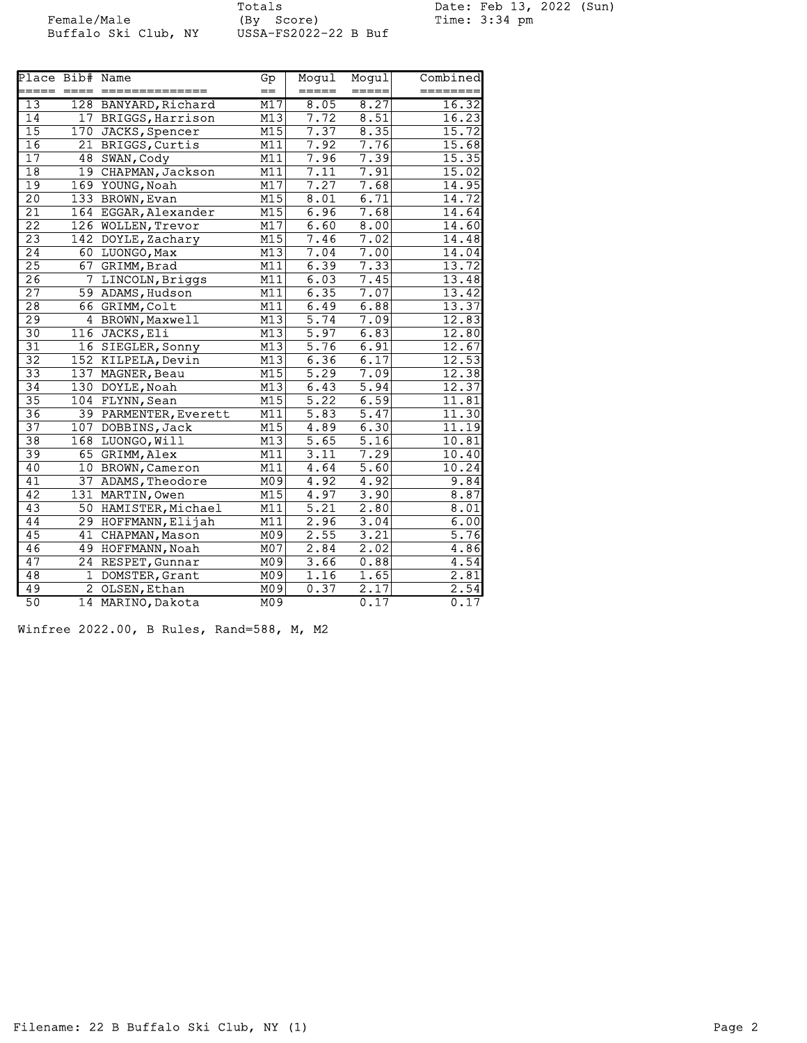Female/Male
Buffalo Ski Club, NY

Totals
(By Score)
USSA-FS2022-22 B Buf

Date: Feb 13, 2022 (Sun)
Time: 3:34 pm

| Place | Bib# | Name | Gp | Mogul | Mogul | Combined |
|---|---|---|---|---|---|---|
| 13 | 128 | BANYARD, Richard | M17 | 8.05 | 8.27 | 16.32 |
| 14 | 17 | BRIGGS, Harrison | M13 | 7.72 | 8.51 | 16.23 |
| 15 | 170 | JACKS, Spencer | M15 | 7.37 | 8.35 | 15.72 |
| 16 | 21 | BRIGGS, Curtis | M11 | 7.92 | 7.76 | 15.68 |
| 17 | 48 | SWAN, Cody | M11 | 7.96 | 7.39 | 15.35 |
| 18 | 19 | CHAPMAN, Jackson | M11 | 7.11 | 7.91 | 15.02 |
| 19 | 169 | YOUNG, Noah | M17 | 7.27 | 7.68 | 14.95 |
| 20 | 133 | BROWN, Evan | M15 | 8.01 | 6.71 | 14.72 |
| 21 | 164 | EGGAR, Alexander | M15 | 6.96 | 7.68 | 14.64 |
| 22 | 126 | WOLLEN, Trevor | M17 | 6.60 | 8.00 | 14.60 |
| 23 | 142 | DOYLE, Zachary | M15 | 7.46 | 7.02 | 14.48 |
| 24 | 60 | LUONGO, Max | M13 | 7.04 | 7.00 | 14.04 |
| 25 | 67 | GRIMM, Brad | M11 | 6.39 | 7.33 | 13.72 |
| 26 | 7 | LINCOLN, Briggs | M11 | 6.03 | 7.45 | 13.48 |
| 27 | 59 | ADAMS, Hudson | M11 | 6.35 | 7.07 | 13.42 |
| 28 | 66 | GRIMM, Colt | M11 | 6.49 | 6.88 | 13.37 |
| 29 | 4 | BROWN, Maxwell | M13 | 5.74 | 7.09 | 12.83 |
| 30 | 116 | JACKS, Eli | M13 | 5.97 | 6.83 | 12.80 |
| 31 | 16 | SIEGLER, Sonny | M13 | 5.76 | 6.91 | 12.67 |
| 32 | 152 | KILPELA, Devin | M13 | 6.36 | 6.17 | 12.53 |
| 33 | 137 | MAGNER, Beau | M15 | 5.29 | 7.09 | 12.38 |
| 34 | 130 | DOYLE, Noah | M13 | 6.43 | 5.94 | 12.37 |
| 35 | 104 | FLYNN, Sean | M15 | 5.22 | 6.59 | 11.81 |
| 36 | 39 | PARMENTER, Everett | M11 | 5.83 | 5.47 | 11.30 |
| 37 | 107 | DOBBINS, Jack | M15 | 4.89 | 6.30 | 11.19 |
| 38 | 168 | LUONGO, Will | M13 | 5.65 | 5.16 | 10.81 |
| 39 | 65 | GRIMM, Alex | M11 | 3.11 | 7.29 | 10.40 |
| 40 | 10 | BROWN, Cameron | M11 | 4.64 | 5.60 | 10.24 |
| 41 | 37 | ADAMS, Theodore | M09 | 4.92 | 4.92 | 9.84 |
| 42 | 131 | MARTIN, Owen | M15 | 4.97 | 3.90 | 8.87 |
| 43 | 50 | HAMISTER, Michael | M11 | 5.21 | 2.80 | 8.01 |
| 44 | 29 | HOFFMANN, Elijah | M11 | 2.96 | 3.04 | 6.00 |
| 45 | 41 | CHAPMAN, Mason | M09 | 2.55 | 3.21 | 5.76 |
| 46 | 49 | HOFFMANN, Noah | M07 | 2.84 | 2.02 | 4.86 |
| 47 | 24 | RESPET, Gunnar | M09 | 3.66 | 0.88 | 4.54 |
| 48 | 1 | DOMSTER, Grant | M09 | 1.16 | 1.65 | 2.81 |
| 49 | 2 | OLSEN, Ethan | M09 | 0.37 | 2.17 | 2.54 |
| 50 | 14 | MARINO, Dakota | M09 | | 0.17 | 0.17 |

Winfree 2022.00, B Rules, Rand=588, M, M2

Filename: 22 B Buffalo Ski Club, NY (1)